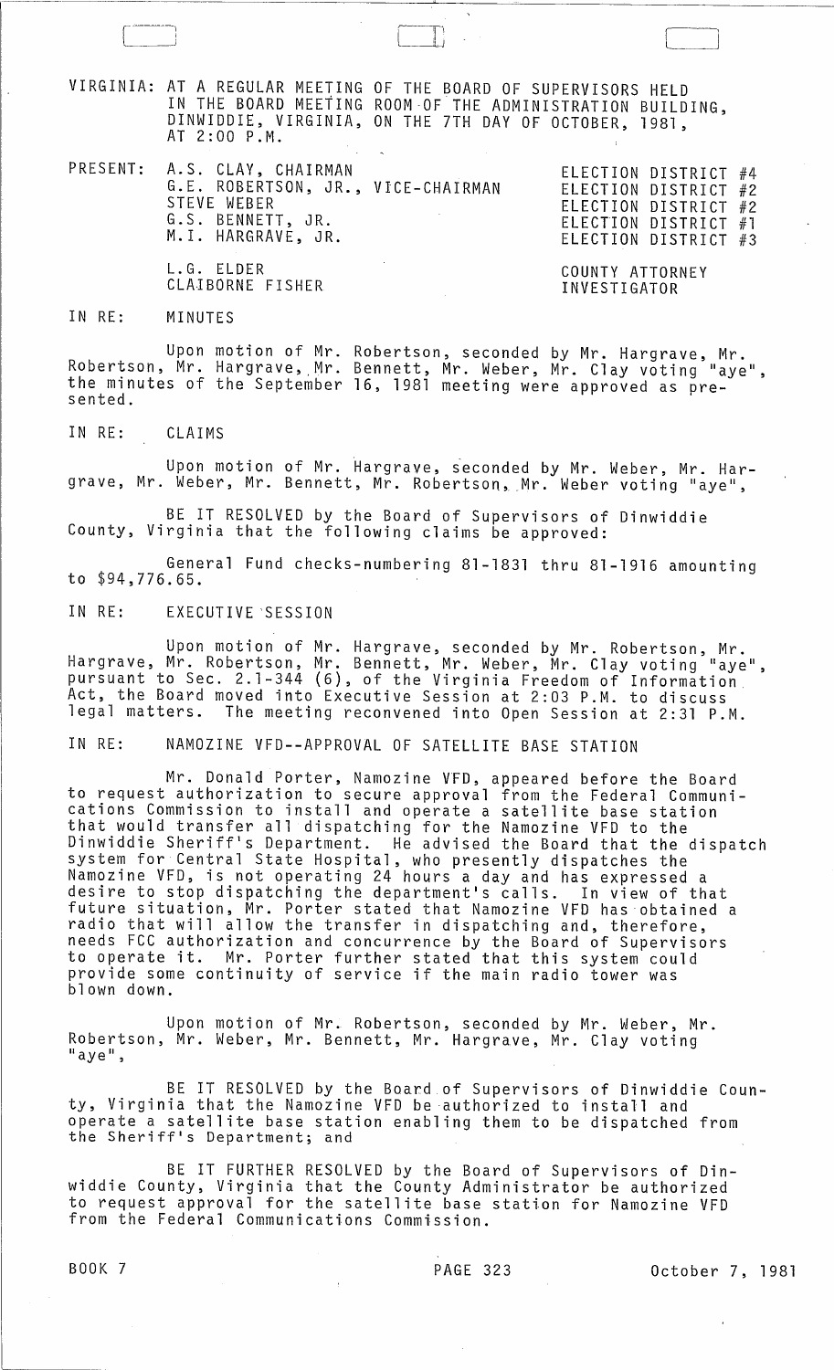VIRGINIA: AT A REGULAR MEETING OF THE BOARD OF SUPERVISORS HELD IN THE BOARD MEETING ROOM OF THE ADMINISTRATION BUILDING, DINWIDDIE, VIRGINIA, ON THE 7TH DAY OF OCTOBER, 1981, AT 2:00 P.M.

| PRESENT: | | |
|---|---|---|
| | A.S. CLAY, CHAIRMAN | ELECTION DISTRICT #4 |
| | G.E. ROBERTSON, JR., VICE-CHAIRMAN | ELECTION DISTRICT #2 |
| | STEVE WEBER | ELECTION DISTRICT #2 |
| | G.S. BENNETT, JR. | ELECTION DISTRICT #1 |
| | M.I. HARGRAVE, JR. | ELECTION DISTRICT #3 |
| | L.G. ELDER | COUNTY ATTORNEY |
| | CLAIBORNE FISHER | INVESTIGATOR |

IN RE: MINUTES

Upon motion of Mr. Robertson, seconded by Mr. Hargrave, Mr. Robertson, Mr. Hargrave, Mr. Bennett, Mr. Weber, Mr. Clay voting "aye", the minutes of the September 16, 1981 meeting were approved as presented.

IN RE: CLAIMS

Upon motion of Mr. Hargrave, seconded by Mr. Weber, Mr. Hargrave, Mr. Weber, Mr. Bennett, Mr. Robertson, Mr. Weber voting "aye",

BE IT RESOLVED by the Board of Supervisors of Dinwiddie County, Virginia that the following claims be approved:

General Fund checks-numbering 81-1831 thru 81-1916 amounting to $94,776.65.

IN RE: EXECUTIVE SESSION

Upon motion of Mr. Hargrave, seconded by Mr. Robertson, Mr. Hargrave, Mr. Robertson, Mr. Bennett, Mr. Weber, Mr. Clay voting "aye", pursuant to Sec. 2.1-344 (6), of the Virginia Freedom of Information Act, the Board moved into Executive Session at 2:03 P.M. to discuss legal matters. The meeting reconvened into Open Session at 2:31 P.M.

IN RE: NAMOZINE VFD--APPROVAL OF SATELLITE BASE STATION

Mr. Donald Porter, Namozine VFD, appeared before the Board to request authorization to secure approval from the Federal Communications Commission to install and operate a satellite base station that would transfer all dispatching for the Namozine VFD to the Dinwiddie Sheriff's Department. He advised the Board that the dispatch system for Central State Hospital, who presently dispatches the Namozine VFD, is not operating 24 hours a day and has expressed a desire to stop dispatching the department's calls. In view of that future situation, Mr. Porter stated that Namozine VFD has obtained a radio that will allow the transfer in dispatching and, therefore, needs FCC authorization and concurrence by the Board of Supervisors to operate it. Mr. Porter further stated that this system could provide some continuity of service if the main radio tower was blown down.

Upon motion of Mr. Robertson, seconded by Mr. Weber, Mr. Robertson, Mr. Weber, Mr. Bennett, Mr. Hargrave, Mr. Clay voting "aye",

BE IT RESOLVED by the Board of Supervisors of Dinwiddie County, Virginia that the Namozine VFD be authorized to install and operate a satellite base station enabling them to be dispatched from the Sheriff's Department; and

BE IT FURTHER RESOLVED by the Board of Supervisors of Dinwiddie County, Virginia that the County Administrator be authorized to request approval for the satellite base station for Namozine VFD from the Federal Communications Commission.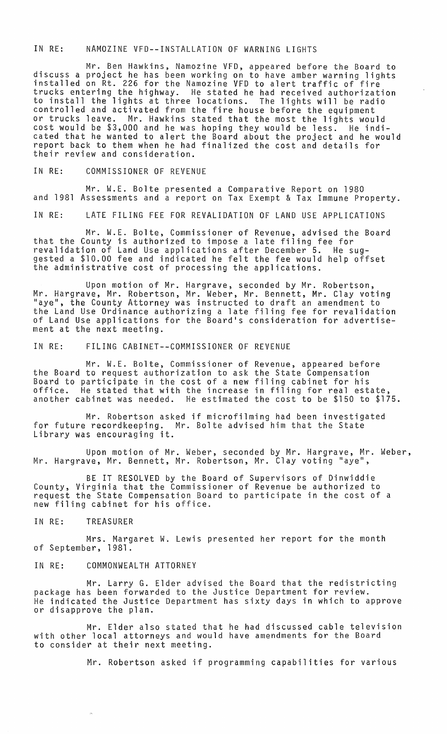IN RE: NAMOZINE VFD--INSTALLATION OF WARNING LIGHTS

Mr. Ben Hawkins, Namozine VFD, appeared before the Board to discuss a project he has been working on to have amber warning lights installed on Rt. 226 for the Namozine VFD to alert traffic of fire trucks entering the highway. He stated he had received authorization to install the lights at three locations. The lights will be radio controlled and activated from the fire house before the equipment or trucks leave. Mr. Hawkins stated that the most the lights would cost would be $3,000 and he was hoping they would be less. He indicated that he wanted to alert the Board about the project and he would report back to them when he had finalized the cost and details for their review and consideration.

IN RE: COMMISSIONER OF REVENUE

Mr. W.E. Bolte presented a Comparative Report on 1980 and 1981 Assessments and a report on Tax Exempt & Tax Immune Property.

IN RE: LATE FILING FEE FOR REVALIDATION OF LAND USE APPLICATIONS

Mr. W.E. Bolte, Commissioner of Revenue, advised the Board that the County is authorized to impose a late filing fee for revalidation of Land Use applications after December 5. He suggested a $10.00 fee and indicated he felt the fee would help offset the administrative cost of processing the applications.

Upon motion of Mr. Hargrave, seconded by Mr. Robertson, Mr. Hargrave, Mr. Robertson, Mr. Weber, Mr. Bennett, Mr. Clay voting "aye", the County Attorney was instructed to draft an amendment to the Land Use Ordinance authorizing a late filing fee for revalidation of Land Use applications for the Board's consideration for advertisement at the next meeting.

IN RE: FILING CABINET--COMMISSIONER OF REVENUE

Mr. W.E. Bolte, Commissioner of Revenue, appeared before the Board to request authorization to ask the State Compensation Board to participate in the cost of a new filing cabinet for his office. He stated that with the increase in filing for real estate, another cabinet was needed. He estimated the cost to be $150 to $175.

Mr. Robertson asked if microfilming had been investigated for future recordkeeping. Mr. Bolte advised him that the State Library was encouraging it.

Upon motion of Mr. Weber, seconded by Mr. Hargrave, Mr. Weber, Mr. Hargrave, Mr. Bennett, Mr. Robertson, Mr. Clay voting "aye",

BE IT RESOLVED by the Board of Supervisors of Dinwiddie County, Virginia that the Commissioner of Revenue be authorized to request the State Compensation Board to participate in the cost of a new filing cabinet for his office.

IN RE: TREASURER

Mrs. Margaret W. Lewis presented her report for the month of September, 1981.

IN RE: COMMONWEALTH ATTORNEY

Mr. Larry G. Elder advised the Board that the redistricting package has been forwarded to the Justice Department for review. He indicated the Justice Department has sixty days in which to approve or disapprove the plan.

Mr. Elder also stated that he had discussed cable television with other local attorneys and would have amendments for the Board to consider at their next meeting.

Mr. Robertson asked if programming capabilities for various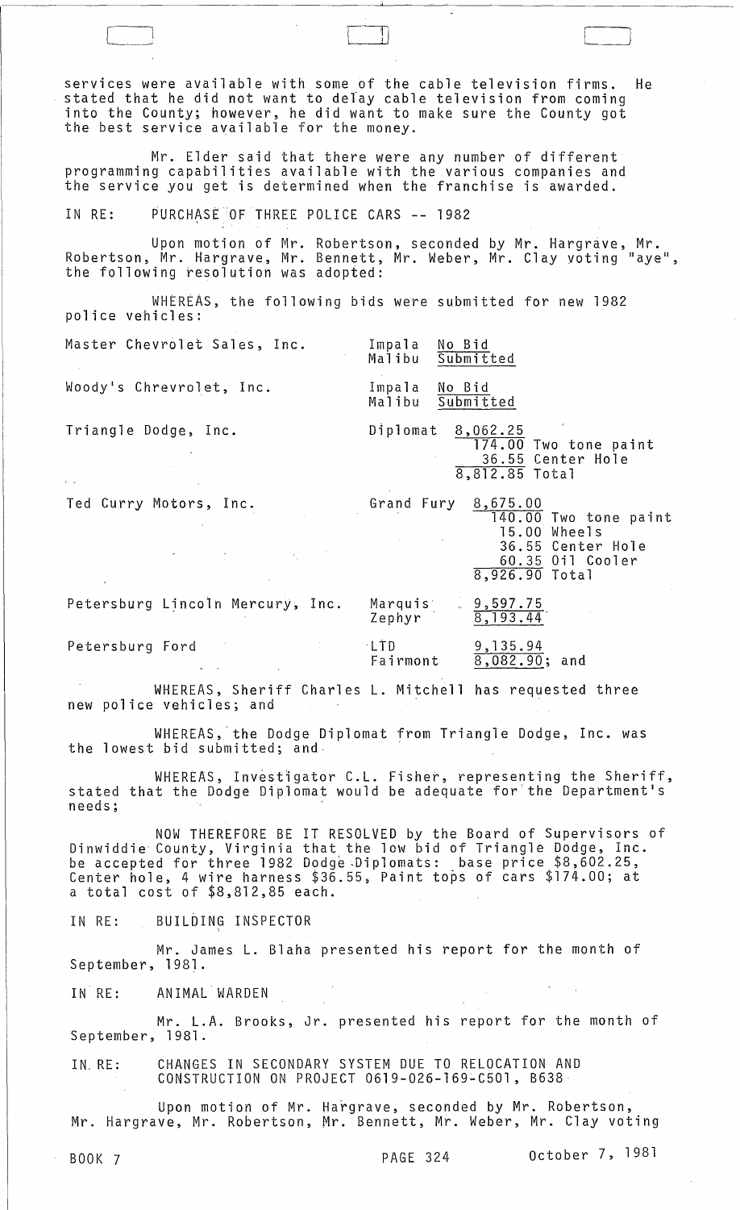services were available with some of the cable television firms. He stated that he did not want to delay cable television from coming into the County; however, he did want to make sure the County got the best service available for the money.

Mr. Elder said that there were any number of different programming capabilities available with the various companies and the service you get is determined when the franchise is awarded.

IN RE: PURCHASE OF THREE POLICE CARS -- 1982

Upon motion of Mr. Robertson, seconded by Mr. Hargrave, Mr. Robertson, Mr. Hargrave, Mr. Bennett, Mr. Weber, Mr. Clay voting "aye", the following resolution was adopted:

WHEREAS, the following bids were submitted for new 1982 police vehicles:

| Dealer | Model | Bid |
|---|---|---|
| Master Chevrolet Sales, Inc. | Impala<br>Malibu | No Bid<br>Submitted |
| Woody's Chevrolet, Inc. | Impala<br>Malibu | No Bid<br>Submitted |
| Triangle Dodge, Inc. | Diplomat | 8,062.25<br>174.00 Two tone paint<br>36.55 Center Hole<br>8,812.85 Total |
| Ted Curry Motors, Inc. | Grand Fury | 8,675.00<br>140.00 Two tone paint<br>15.00 Wheels<br>36.55 Center Hole<br>60.35 Oil Cooler<br>8,926.90 Total |
| Petersburg Lincoln Mercury, Inc. | Marquis<br>Zephyr | 9,597.75<br>8,193.44 |
| Petersburg Ford | LTD<br>Fairmont | 9,135.94<br>8,082.90; and |

WHEREAS, Sheriff Charles L. Mitchell has requested three new police vehicles; and

WHEREAS, the Dodge Diplomat from Triangle Dodge, Inc. was the lowest bid submitted; and

WHEREAS, Investigator C.L. Fisher, representing the Sheriff, stated that the Dodge Diplomat would be adequate for the Department's needs;

NOW THEREFORE BE IT RESOLVED by the Board of Supervisors of Dinwiddie County, Virginia that the low bid of Triangle Dodge, Inc. be accepted for three 1982 Dodge Diplomats: base price $8,602.25, Center hole, 4 wire harness $36.55, Paint tops of cars $174.00; at a total cost of $8,812,85 each.

IN RE: BUILDING INSPECTOR

Mr. James L. Blaha presented his report for the month of September, 1981.

IN RE: ANIMAL WARDEN

Mr. L.A. Brooks, Jr. presented his report for the month of September, 1981.

IN RE: CHANGES IN SECONDARY SYSTEM DUE TO RELOCATION AND CONSTRUCTION ON PROJECT 0619-026-169-C501, B638

Upon motion of Mr. Hargrave, seconded by Mr. Robertson, Mr. Hargrave, Mr. Robertson, Mr. Bennett, Mr. Weber, Mr. Clay voting

BOOK 7 PAGE 324 October 7, 1981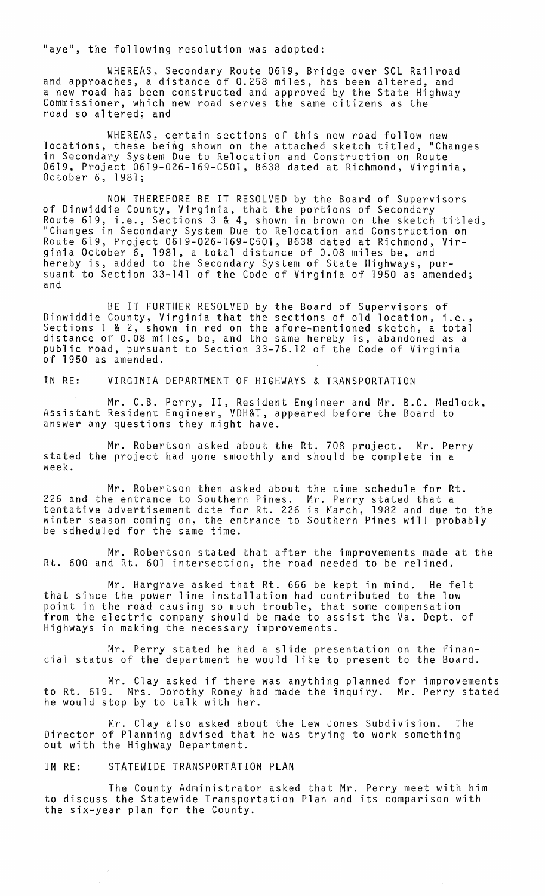"aye", the following resolution was adopted:

WHEREAS, Secondary Route 0619, Bridge over SCL Railroad and approaches, a distance of 0.258 miles, has been altered, and a new road has been constructed and approved by the State Highway Commissioner, which new road serves the same citizens as the road so altered; and

WHEREAS, certain sections of this new road follow new locations, these being shown on the attached sketch titled, "Changes in Secondary System Due to Relocation and Construction on Route 0619, Project 0619-026-169-C501, B638 dated at Richmond, Virginia, October 6, 1981;

NOW THEREFORE BE IT RESOLVED by the Board of Supervisors of Dinwiddie County, Virginia, that the portions of Secondary Route 619, i.e., Sections 3 & 4, shown in brown on the sketch titled, "Changes in Secondary System Due to Relocation and Construction on Route 619, Project 0619-026-169-C501, B638 dated at Richmond, Virginia October 6, 1981, a total distance of 0.08 miles be, and hereby is, added to the Secondary System of State Highways, pursuant to Section 33-141 of the Code of Virginia of 1950 as amended; and

BE IT FURTHER RESOLVED by the Board of Supervisors of Dinwiddie County, Virginia that the sections of old location, i.e., Sections 1 & 2, shown in red on the afore-mentioned sketch, a total distance of 0.08 miles, be, and the same hereby is, abandoned as a public road, pursuant to Section 33-76.12 of the Code of Virginia of 1950 as amended.

IN RE: VIRGINIA DEPARTMENT OF HIGHWAYS & TRANSPORTATION

Mr. C.B. Perry, II, Resident Engineer and Mr. B.C. Medlock, Assistant Resident Engineer, VDH&T, appeared before the Board to answer any questions they might have.

Mr. Robertson asked about the Rt. 708 project. Mr. Perry stated the project had gone smoothly and should be complete in a week.

Mr. Robertson then asked about the time schedule for Rt. 226 and the entrance to Southern Pines. Mr. Perry stated that a tentative advertisement date for Rt. 226 is March, 1982 and due to the winter season coming on, the entrance to Southern Pines will probably be sdheduled for the same time.

Mr. Robertson stated that after the improvements made at the Rt. 600 and Rt. 601 intersection, the road needed to be relined.

Mr. Hargrave asked that Rt. 666 be kept in mind. He felt that since the power line installation had contributed to the low point in the road causing so much trouble, that some compensation from the electric company should be made to assist the Va. Dept. of Highways in making the necessary improvements.

Mr. Perry stated he had a slide presentation on the financial status of the department he would like to present to the Board.

Mr. Clay asked if there was anything planned for improvements to Rt. 619. Mrs. Dorothy Roney had made the inquiry. Mr. Perry stated he would stop by to talk with her.

Mr. Clay also asked about the Lew Jones Subdivision. The Director of Planning advised that he was trying to work something out with the Highway Department.

IN RE: STATEWIDE TRANSPORTATION PLAN

The County Administrator asked that Mr. Perry meet with him to discuss the Statewide Transportation Plan and its comparison with the six-year plan for the County.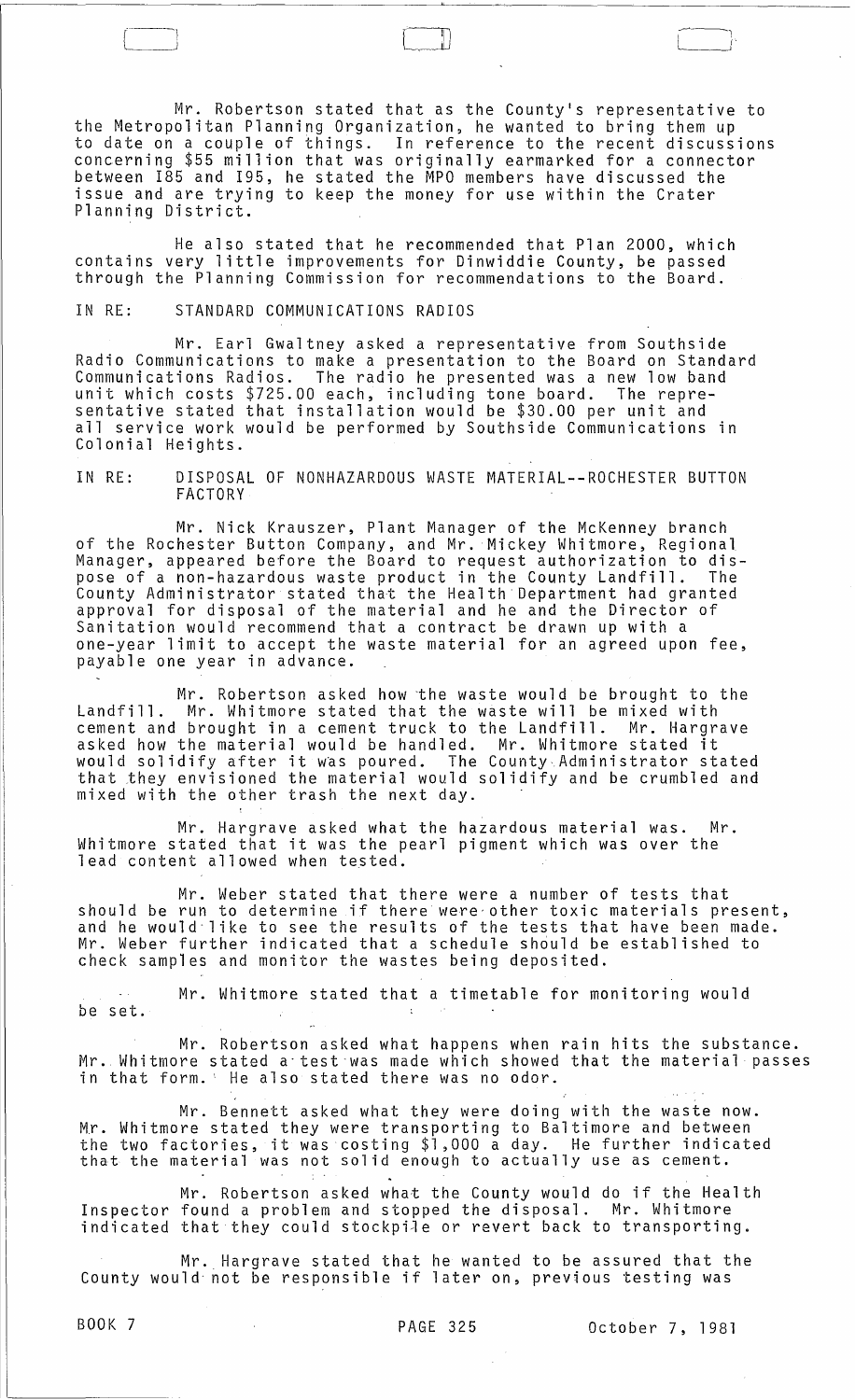Mr. Robertson stated that as the County's representative to the Metropolitan Planning Organization, he wanted to bring them up to date on a couple of things. In reference to the recent discussions concerning $55 million that was originally earmarked for a connector between I85 and I95, he stated the MPO members have discussed the issue and are trying to keep the money for use within the Crater Planning District.

He also stated that he recommended that Plan 2000, which contains very little improvements for Dinwiddie County, be passed through the Planning Commission for recommendations to the Board.

IN RE: STANDARD COMMUNICATIONS RADIOS

Mr. Earl Gwaltney asked a representative from Southside Radio Communications to make a presentation to the Board on Standard Communications Radios. The radio he presented was a new low band unit which costs $725.00 each, including tone board. The representative stated that installation would be $30.00 per unit and all service work would be performed by Southside Communications in Colonial Heights.

IN RE: DISPOSAL OF NONHAZARDOUS WASTE MATERIAL--ROCHESTER BUTTON FACTORY

Mr. Nick Krauszer, Plant Manager of the McKenney branch of the Rochester Button Company, and Mr. Mickey Whitmore, Regional Manager, appeared before the Board to request authorization to dispose of a non-hazardous waste product in the County Landfill. The County Administrator stated that the Health Department had granted approval for disposal of the material and he and the Director of Sanitation would recommend that a contract be drawn up with a one-year limit to accept the waste material for an agreed upon fee, payable one year in advance.

Mr. Robertson asked how the waste would be brought to the Landfill. Mr. Whitmore stated that the waste will be mixed with cement and brought in a cement truck to the Landfill. Mr. Hargrave asked how the material would be handled. Mr. Whitmore stated it would solidify after it was poured. The County Administrator stated that they envisioned the material would solidify and be crumbled and mixed with the other trash the next day.

Mr. Hargrave asked what the hazardous material was. Mr. Whitmore stated that it was the pearl pigment which was over the lead content allowed when tested.

Mr. Weber stated that there were a number of tests that should be run to determine if there were other toxic materials present, and he would like to see the results of the tests that have been made. Mr. Weber further indicated that a schedule should be established to check samples and monitor the wastes being deposited.

Mr. Whitmore stated that a timetable for monitoring would be set.

Mr. Robertson asked what happens when rain hits the substance. Mr. Whitmore stated a test was made which showed that the material passes in that form. He also stated there was no odor.

Mr. Bennett asked what they were doing with the waste now. Mr. Whitmore stated they were transporting to Baltimore and between the two factories, it was costing $1,000 a day. He further indicated that the material was not solid enough to actually use as cement.

Mr. Robertson asked what the County would do if the Health Inspector found a problem and stopped the disposal. Mr. Whitmore indicated that they could stockpile or revert back to transporting.

Mr. Hargrave stated that he wanted to be assured that the County would not be responsible if later on, previous testing was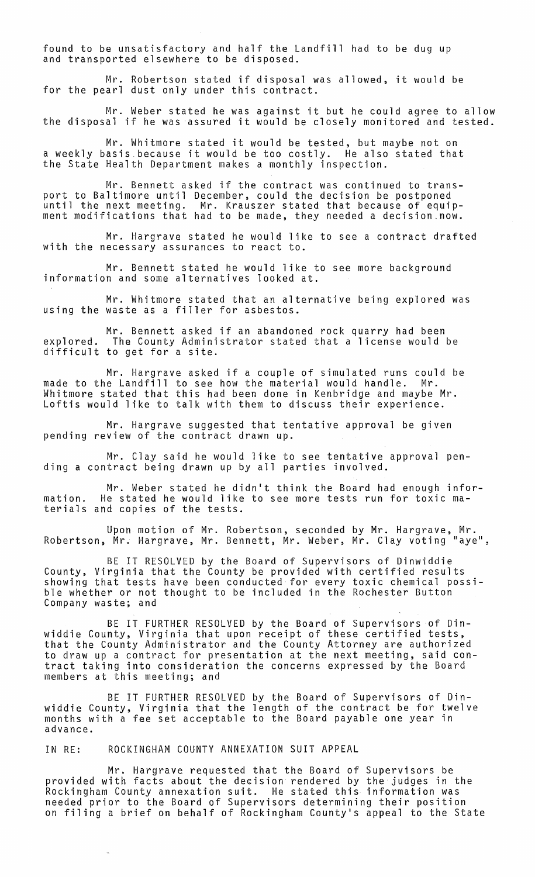found to be unsatisfactory and half the Landfill had to be dug up and transported elsewhere to be disposed.

Mr. Robertson stated if disposal was allowed, it would be for the pearl dust only under this contract.

Mr. Weber stated he was against it but he could agree to allow the disposal if he was assured it would be closely monitored and tested.

Mr. Whitmore stated it would be tested, but maybe not on a weekly basis because it would be too costly. He also stated that the State Health Department makes a monthly inspection.

Mr. Bennett asked if the contract was continued to transport to Baltimore until December, could the decision be postponed until the next meeting. Mr. Krauszer stated that because of equipment modifications that had to be made, they needed a decision now.

Mr. Hargrave stated he would like to see a contract drafted with the necessary assurances to react to.

Mr. Bennett stated he would like to see more background information and some alternatives looked at.

Mr. Whitmore stated that an alternative being explored was using the waste as a filler for asbestos.

Mr. Bennett asked if an abandoned rock quarry had been explored. The County Administrator stated that a license would be difficult to get for a site.

Mr. Hargrave asked if a couple of simulated runs could be made to the Landfill to see how the material would handle. Mr. Whitmore stated that this had been done in Kenbridge and maybe Mr. Loftis would like to talk with them to discuss their experience.

Mr. Hargrave suggested that tentative approval be given pending review of the contract drawn up.

Mr. Clay said he would like to see tentative approval pending a contract being drawn up by all parties involved.

Mr. Weber stated he didn't think the Board had enough information. He stated he would like to see more tests run for toxic materials and copies of the tests.

Upon motion of Mr. Robertson, seconded by Mr. Hargrave, Mr. Robertson, Mr. Hargrave, Mr. Bennett, Mr. Weber, Mr. Clay voting "aye",

BE IT RESOLVED by the Board of Supervisors of Dinwiddie County, Virginia that the County be provided with certified results showing that tests have been conducted for every toxic chemical possible whether or not thought to be included in the Rochester Button Company waste; and

BE IT FURTHER RESOLVED by the Board of Supervisors of Dinwiddie County, Virginia that upon receipt of these certified tests, that the County Administrator and the County Attorney are authorized to draw up a contract for presentation at the next meeting, said contract taking into consideration the concerns expressed by the Board members at this meeting; and

BE IT FURTHER RESOLVED by the Board of Supervisors of Dinwiddie County, Virginia that the length of the contract be for twelve months with a fee set acceptable to the Board payable one year in advance.

IN RE: ROCKINGHAM COUNTY ANNEXATION SUIT APPEAL

Mr. Hargrave requested that the Board of Supervisors be provided with facts about the decision rendered by the judges in the Rockingham County annexation suit. He stated this information was needed prior to the Board of Supervisors determining their position on filing a brief on behalf of Rockingham County's appeal to the State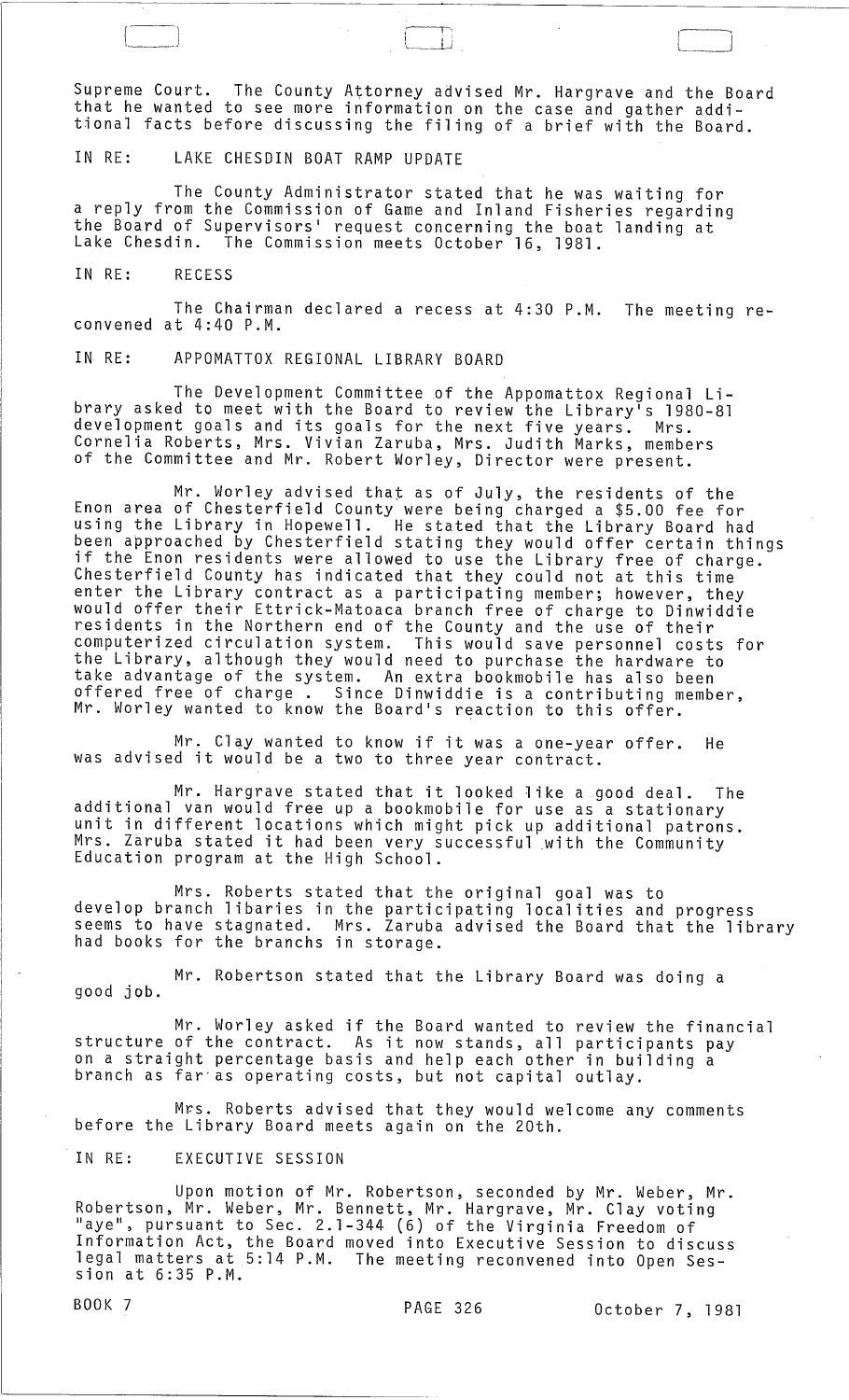Supreme Court. The County Attorney advised Mr. Hargrave and the Board that he wanted to see more information on the case and gather additional facts before discussing the filing of a brief with the Board.

IN RE: LAKE CHESDIN BOAT RAMP UPDATE

The County Administrator stated that he was waiting for a reply from the Commission of Game and Inland Fisheries regarding the Board of Supervisors' request concerning the boat landing at Lake Chesdin. The Commission meets October 16, 1981.

IN RE: RECESS

The Chairman declared a recess at 4:30 P.M. The meeting reconvened at 4:40 P.M.

IN RE: APPOMATTOX REGIONAL LIBRARY BOARD

The Development Committee of the Appomattox Regional Library asked to meet with the Board to review the Library's 1980-81 development goals and its goals for the next five years. Mrs. Cornelia Roberts, Mrs. Vivian Zaruba, Mrs. Judith Marks, members of the Committee and Mr. Robert Worley, Director were present.

Mr. Worley advised that as of July, the residents of the Enon area of Chesterfield County were being charged a $5.00 fee for using the Library in Hopewell. He stated that the Library Board had been approached by Chesterfield stating they would offer certain things if the Enon residents were allowed to use the Library free of charge. Chesterfield County has indicated that they could not at this time enter the Library contract as a participating member; however, they would offer their Ettrick-Matoaca branch free of charge to Dinwiddie residents in the Northern end of the County and the use of their computerized circulation system. This would save personnel costs for the Library, although they would need to purchase the hardware to take advantage of the system. An extra bookmobile has also been offered free of charge . Since Dinwiddie is a contributing member, Mr. Worley wanted to know the Board's reaction to this offer.

Mr. Clay wanted to know if it was a one-year offer. He was advised it would be a two to three year contract.

Mr. Hargrave stated that it looked like a good deal. The additional van would free up a bookmobile for use as a stationary unit in different locations which might pick up additional patrons. Mrs. Zaruba stated it had been very successful with the Community Education program at the High School.

Mrs. Roberts stated that the original goal was to develop branch libaries in the participating localities and progress seems to have stagnated. Mrs. Zaruba advised the Board that the library had books for the branchs in storage.

Mr. Robertson stated that the Library Board was doing a good job.

Mr. Worley asked if the Board wanted to review the financial structure of the contract. As it now stands, all participants pay on a straight percentage basis and help each other in building a branch as far as operating costs, but not capital outlay.

Mrs. Roberts advised that they would welcome any comments before the Library Board meets again on the 20th.

IN RE: EXECUTIVE SESSION

Upon motion of Mr. Robertson, seconded by Mr. Weber, Mr. Robertson, Mr. Weber, Mr. Bennett, Mr. Hargrave, Mr. Clay voting "aye", pursuant to Sec. 2.1-344 (6) of the Virginia Freedom of Information Act, the Board moved into Executive Session to discuss legal matters at 5:14 P.M. The meeting reconvened into Open Session at 6:35 P.M.

BOOK 7 PAGE 326 October 7, 1981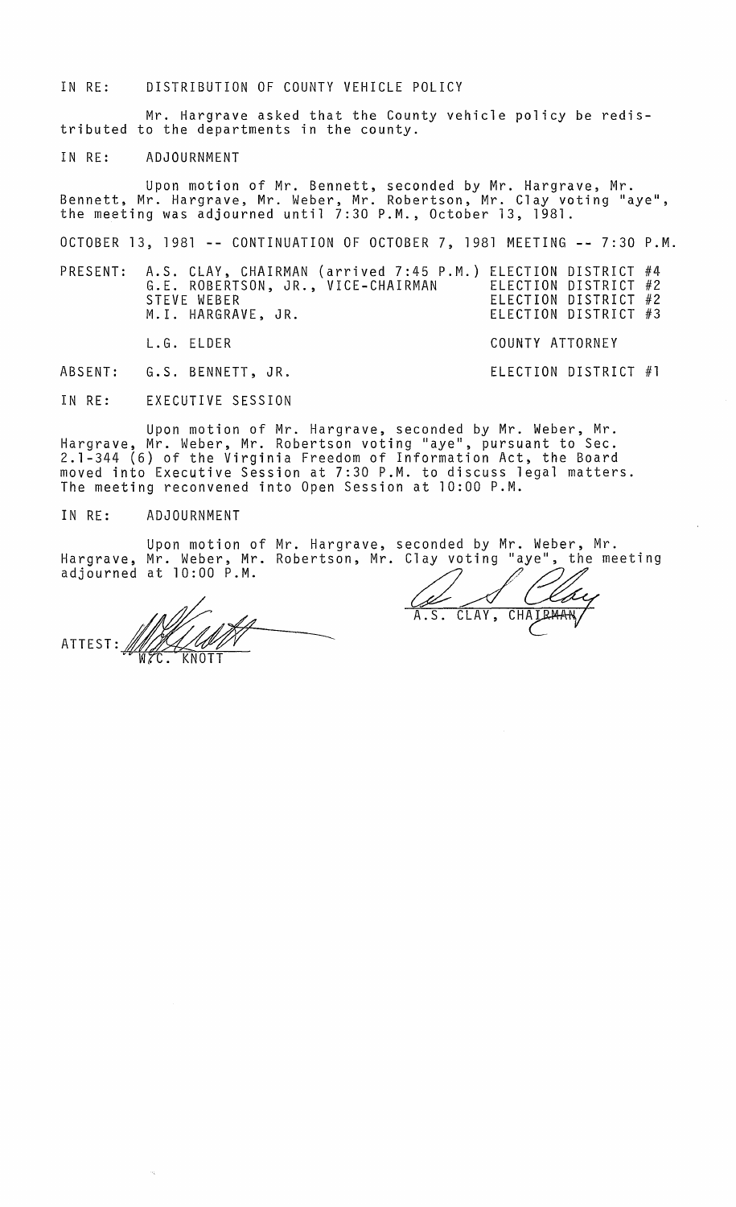IN RE: DISTRIBUTION OF COUNTY VEHICLE POLICY

Mr. Hargrave asked that the County vehicle policy be redistributed to the departments in the county.

IN RE: ADJOURNMENT

Upon motion of Mr. Bennett, seconded by Mr. Hargrave, Mr. Bennett, Mr. Hargrave, Mr. Weber, Mr. Robertson, Mr. Clay voting "aye", the meeting was adjourned until 7:30 P.M., October 13, 1981.

OCTOBER 13, 1981 -- CONTINUATION OF OCTOBER 7, 1981 MEETING -- 7:30 P.M.

| | | |
|---|---|---|
| PRESENT: | A.S. CLAY, CHAIRMAN (arrived 7:45 P.M.) | ELECTION DISTRICT #4 |
| | G.E. ROBERTSON, JR., VICE-CHAIRMAN | ELECTION DISTRICT #2 |
| | STEVE WEBER | ELECTION DISTRICT #2 |
| | M.I. HARGRAVE, JR. | ELECTION DISTRICT #3 |
| | L.G. ELDER | COUNTY ATTORNEY |
| ABSENT: | G.S. BENNETT, JR. | ELECTION DISTRICT #1 |

IN RE: EXECUTIVE SESSION

Upon motion of Mr. Hargrave, seconded by Mr. Weber, Mr. Hargrave, Mr. Weber, Mr. Robertson voting "aye", pursuant to Sec. 2.1-344 (6) of the Virginia Freedom of Information Act, the Board moved into Executive Session at 7:30 P.M. to discuss legal matters. The meeting reconvened into Open Session at 10:00 P.M.

IN RE: ADJOURNMENT

Upon motion of Mr. Hargrave, seconded by Mr. Weber, Mr. Hargrave, Mr. Weber, Mr. Robertson, Mr. Clay voting "aye", the meeting adjourned at 10:00 P.M.

A.S. CLAY, CHAIRMAN

ATTEST: W.C. KNOTT